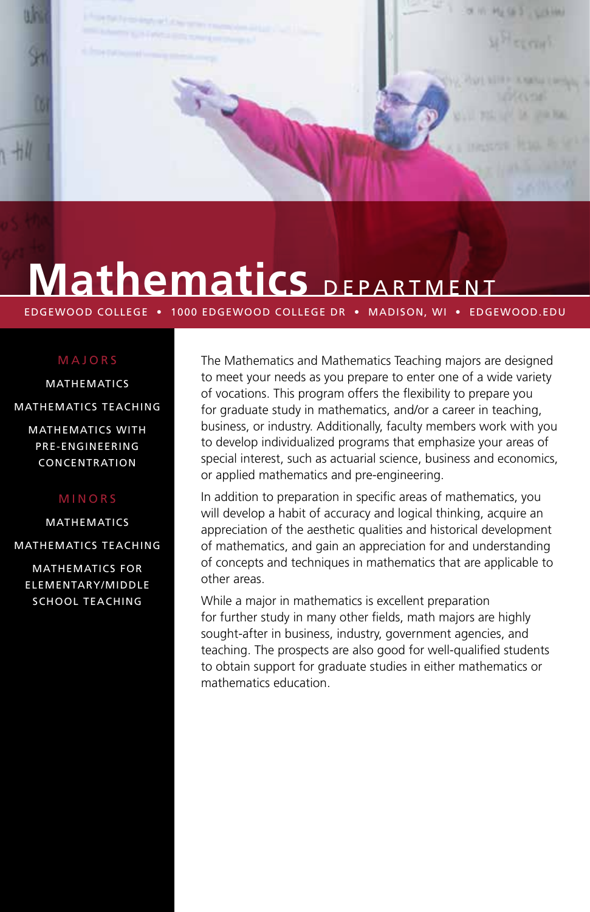# Mathematics DEPARTMENT

EDGEWOOD COLLEGE • 1000 EDGEWOOD COLLEGE DR • MADISON, WI • EDGEWOOD.EDU

## MAJORS

MATHEMATICS

MATHEMATICS TEACHING

MATHEMATICS WITH PRE-ENGINEERING CONCENTRATION

## MINORS

MATHEMATICS

MATHEMATICS TEACHING

MATHEMATICS FOR ELEMENTARY/MIDDLE SCHOOL TEACHING

The Mathematics and Mathematics Teaching majors are designed to meet your needs as you prepare to enter one of a wide variety of vocations. This program offers the flexibility to prepare you for graduate study in mathematics, and/or a career in teaching, business, or industry. Additionally, faculty members work with you to develop individualized programs that emphasize your areas of special interest, such as actuarial science, business and economics, or applied mathematics and pre-engineering.

In addition to preparation in specific areas of mathematics, you will develop a habit of accuracy and logical thinking, acquire an appreciation of the aesthetic qualities and historical development of mathematics, and gain an appreciation for and understanding of concepts and techniques in mathematics that are applicable to other areas.

While a major in mathematics is excellent preparation for further study in many other fields, math majors are highly sought-after in business, industry, government agencies, and teaching. The prospects are also good for well-qualified students to obtain support for graduate studies in either mathematics or mathematics education.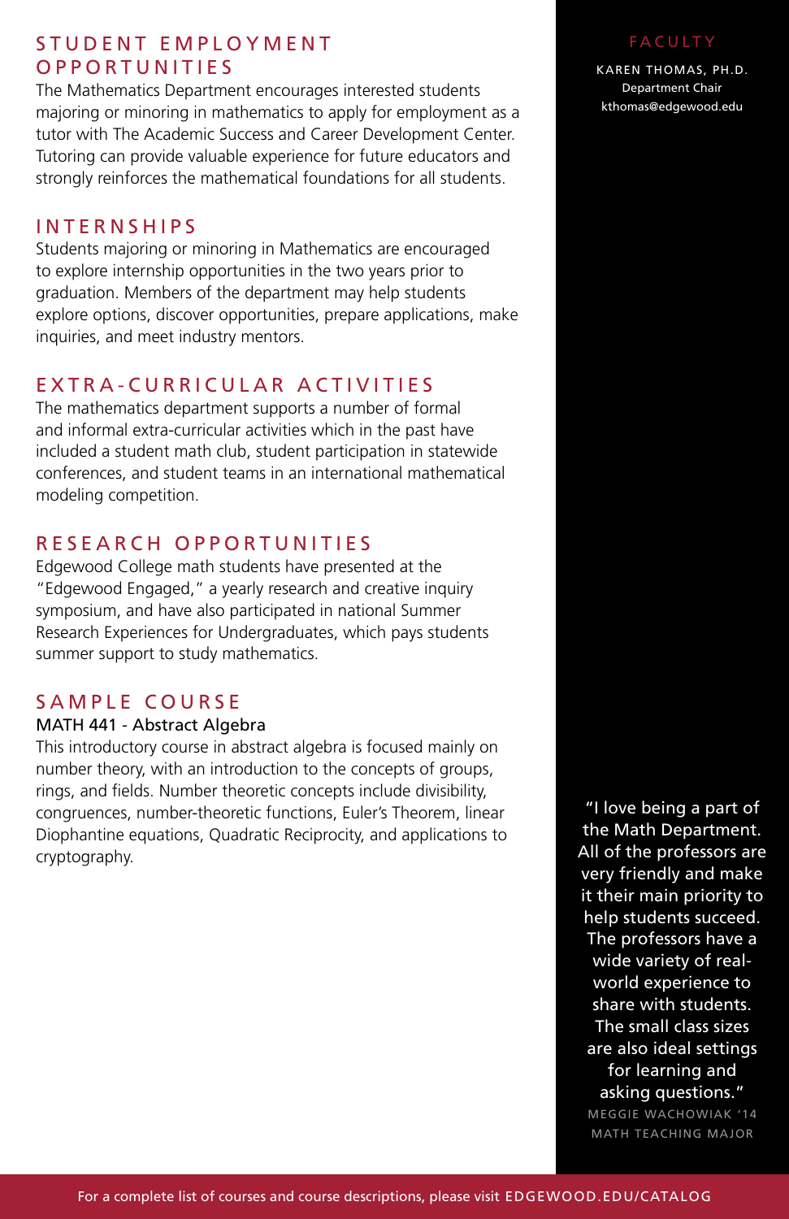## STUDENT EMPLOYMENT OPPORTUNITIES

The Mathematics Department encourages interested students majoring or minoring in mathematics to apply for employment as a tutor with The Academic Success and Career Development Center. Tutoring can provide valuable experience for future educators and strongly reinforces the mathematical foundations for all students.

## INTERNSHIPS

Students majoring or minoring in Mathematics are encouraged to explore internship opportunities in the two years prior to graduation. Members of the department may help students explore options, discover opportunities, prepare applications, make inquiries, and meet industry mentors.

## EXTRA-CURRICULAR ACTIVITIES

The mathematics department supports a number of formal and informal extra-curricular activities which in the past have included a student math club, student participation in statewide conferences, and student teams in an international mathematical modeling competition.

## RESEARCH OPPORTUNITIES

Edgewood College math students have presented at the "Edgewood Engaged," a yearly research and creative inquiry symposium, and have also participated in national Summer Research Experiences for Undergraduates, which pays students summer support to study mathematics.

## SAMPLE COURSE

MATH 441 - Abstract Algebra

This introductory course in abstract algebra is focused mainly on number theory, with an introduction to the concepts of groups, rings, and fields. Number theoretic concepts include divisibility, congruences, number-theoretic functions, Euler's Theorem, linear Diophantine equations, Quadratic Reciprocity, and applications to cryptography.

## FACULTY

KAREN THOMAS, PH.D.
Department Chair
kthomas@edgewood.edu

"I love being a part of the Math Department. All of the professors are very friendly and make it their main priority to help students succeed. The professors have a wide variety of real-world experience to share with students. The small class sizes are also ideal settings for learning and asking questions."

MEGGIE WACHOWIAK '14
MATH TEACHING MAJOR

For a complete list of courses and course descriptions, please visit EDGEWOOD.EDU/CATALOG